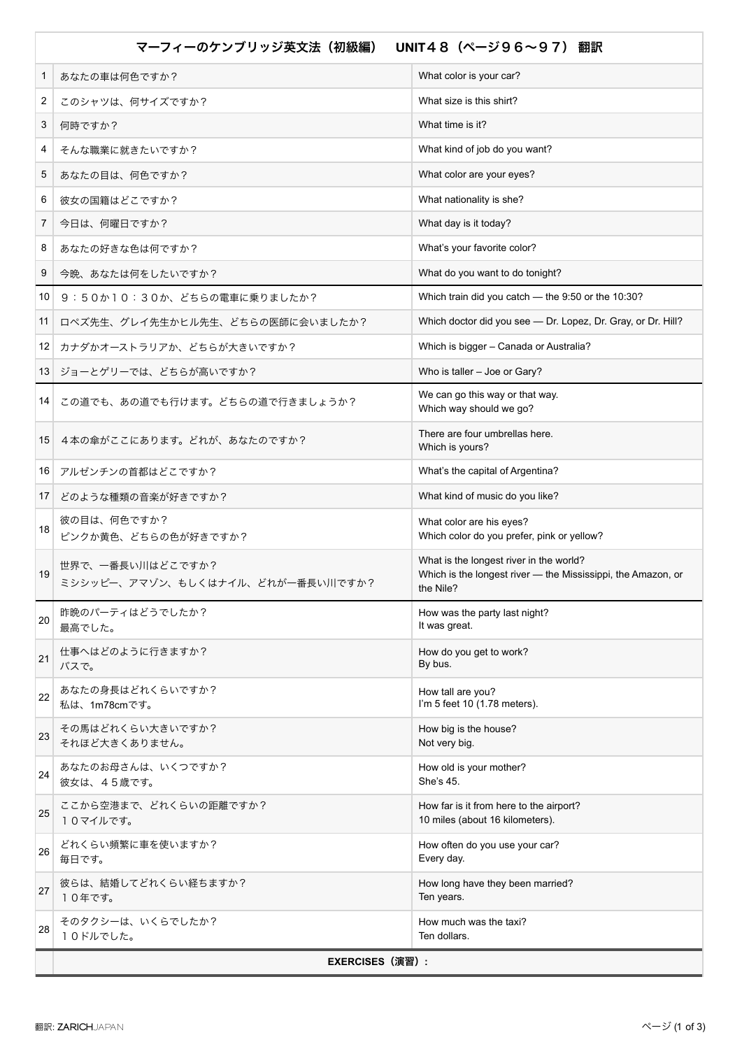# マーフィーのケンブリッジ英文法（初級編）　UNIT４８（ページ９６〜９７） 翻訳

| | | |
|---|---|---|
| 1 | あなたの車は何色ですか？ | What color is your car? |
| 2 | このシャツは、何サイズですか？ | What size is this shirt? |
| 3 | 何時ですか？ | What time is it? |
| 4 | そんな職業に就きたいですか？ | What kind of job do you want? |
| 5 | あなたの目は、何色ですか？ | What color are your eyes? |
| 6 | 彼女の国籍はどこですか？ | What nationality is she? |
| 7 | 今日は、何曜日ですか？ | What day is it today? |
| 8 | あなたの好きな色は何ですか？ | What's your favorite color? |
| 9 | 今晩、あなたは何をしたいですか？ | What do you want to do tonight? |
| 10 | ９：５０か１０：３０か、どちらの電車に乗りましたか？ | Which train did you catch — the 9:50 or the 10:30? |
| 11 | ロペズ先生、グレイ先生かヒル先生、どちらの医師に会いましたか？ | Which doctor did you see — Dr. Lopez, Dr. Gray, or Dr. Hill? |
| 12 | カナダかオーストラリアか、どちらが大きいですか？ | Which is bigger – Canada or Australia? |
| 13 | ジョーとゲリーでは、どちらが高いですか？ | Who is taller – Joe or Gary? |
| 14 | この道でも、あの道でも行けます。どちらの道で行きましょうか？ | We can go this way or that way.<br>Which way should we go? |
| 15 | ４本の傘がここにあります。どれが、あなたのですか？ | There are four umbrellas here.<br>Which is yours? |
| 16 | アルゼンチンの首都はどこですか？ | What's the capital of Argentina? |
| 17 | どのような種類の音楽が好きですか？ | What kind of music do you like? |
| 18 | 彼の目は、何色ですか？<br>ピンクか黄色、どちらの色が好きですか？ | What color are his eyes?<br>Which color do you prefer, pink or yellow? |
| 19 | 世界で、一番長い川はどこですか？<br>ミシシッピー、アマゾン、もしくはナイル、どれが一番長い川ですか？ | What is the longest river in the world?<br>Which is the longest river — the Mississippi, the Amazon, or the Nile? |
| 20 | 昨晩のパーティはどうでしたか？<br>最高でした。 | How was the party last night?<br>It was great. |
| 21 | 仕事へはどのように行きますか？<br>バスで。 | How do you get to work?<br>By bus. |
| 22 | あなたの身長はどれくらいですか？<br>私は、1m78cmです。 | How tall are you?<br>I'm 5 feet 10 (1.78 meters). |
| 23 | その馬はどれくらい大きいですか？<br>それほど大きくありません。 | How big is the house?<br>Not very big. |
| 24 | あなたのお母さんは、いくつですか？<br>彼女は、４５歳です。 | How old is your mother?<br>She's 45. |
| 25 | ここから空港まで、どれくらいの距離ですか？<br>１０マイルです。 | How far is it from here to the airport?<br>10 miles (about 16 kilometers). |
| 26 | どれくらい頻繁に車を使いますか？<br>毎日です。 | How often do you use your car?<br>Every day. |
| 27 | 彼らは、結婚してどれくらい経ちますか？<br>１０年です。 | How long have they been married?<br>Ten years. |
| 28 | そのタクシーは、いくらでしたか？<br>１０ドルでした。 | How much was the taxi?<br>Ten dollars. |

**EXERCISES（演習）：**

翻訳: ZARICHJAPAN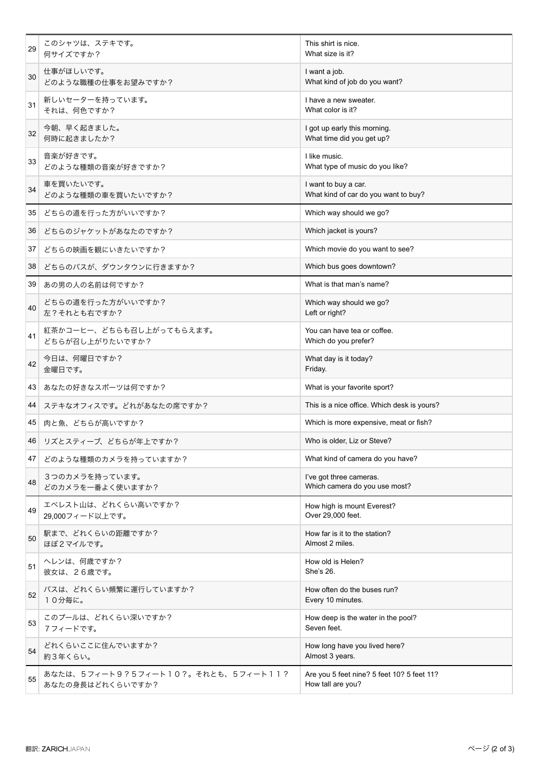| | | |
|---|---|---|
| 29 | このシャツは、ステキです。<br>何サイズですか？ | This shirt is nice.<br>What size is it? |
| 30 | 仕事がほしいです。<br>どのような職種の仕事をお望みですか？ | I want a job.<br>What kind of job do you want? |
| 31 | 新しいセーターを持っています。<br>それは、何色ですか？ | I have a new sweater.<br>What color is it? |
| 32 | 今朝、早く起きました。<br>何時に起きましたか？ | I got up early this morning.<br>What time did you get up? |
| 33 | 音楽が好きです。<br>どのような種類の音楽が好きですか？ | I like music.<br>What type of music do you like? |
| 34 | 車を買いたいです。<br>どのような種類の車を買いたいですか？ | I want to buy a car.<br>What kind of car do you want to buy? |
| 35 | どちらの道を行った方がいいですか？ | Which way should we go? |
| 36 | どちらのジャケットがあなたのですか？ | Which jacket is yours? |
| 37 | どちらの映画を観にいきたいですか？ | Which movie do you want to see? |
| 38 | どちらのバスが、ダウンタウンに行きますか？ | Which bus goes downtown? |
| 39 | あの男の人の名前は何ですか？ | What is that man's name? |
| 40 | どちらの道を行った方がいいですか？<br>左？それとも右ですか？ | Which way should we go?<br>Left or right? |
| 41 | 紅茶かコーヒー、どちらも召し上がってもらえます。<br>どちらが召し上がりたいですか？ | You can have tea or coffee.<br>Which do you prefer? |
| 42 | 今日は、何曜日ですか？<br>金曜日です。 | What day is it today?<br>Friday. |
| 43 | あなたの好きなスポーツは何ですか？ | What is your favorite sport? |
| 44 | ステキなオフィスです。どれがあなたの席ですか？ | This is a nice office. Which desk is yours? |
| 45 | 肉と魚、どちらが高いですか？ | Which is more expensive, meat or fish? |
| 46 | リズとスティーブ、どちらが年上ですか？ | Who is older, Liz or Steve? |
| 47 | どのような種類のカメラを持っていますか？ | What kind of camera do you have? |
| 48 | ３つのカメラを持っています。<br>どのカメラを一番よく使いますか？ | I've got three cameras.<br>Which camera do you use most? |
| 49 | エベレスト山は、どれくらい高いですか？<br>29,000フィード以上です。 | How high is mount Everest?<br>Over 29,000 feet. |
| 50 | 駅まで、どれくらいの距離ですか？<br>ほぼ２マイルです。 | How far is it to the station?<br>Almost 2 miles. |
| 51 | ヘレンは、何歳ですか？<br>彼女は、２６歳です。 | How old is Helen?<br>She's 26. |
| 52 | バスは、どれくらい頻繁に運行していますか？<br>１０分毎に。 | How often do the buses run?<br>Every 10 minutes. |
| 53 | このプールは、どれくらい深いですか？<br>７フィードです。 | How deep is the water in the pool?<br>Seven feet. |
| 54 | どれくらいここに住んでいますか？<br>約３年くらい。 | How long have you lived here?<br>Almost 3 years. |
| 55 | あなたは、５フィート９？５フィート１０？。それとも、５フィート１１？<br>あなたの身長はどれくらいですか？ | Are you 5 feet nine? 5 feet 10? 5 feet 11?<br>How tall are you? |

翻訳: ZARICHJAPAN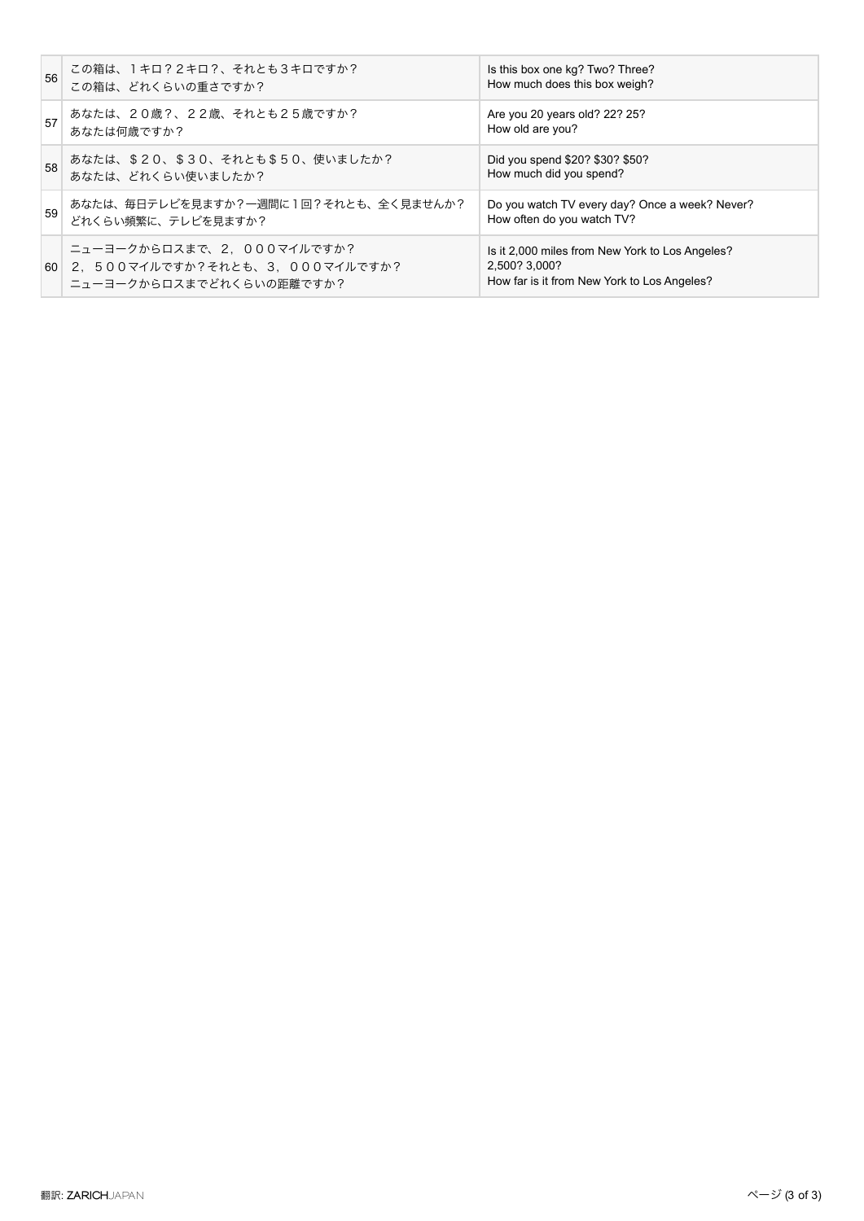| | | |
|---|---|---|
| 56 | この箱は、１キロ？２キロ？、それとも３キロですか？<br>この箱は、どれくらいの重さですか？ | Is this box one kg? Two? Three?<br>How much does this box weigh? |
| 57 | あなたは、２０歳？、２２歳、それとも２５歳ですか？<br>あなたは何歳ですか？ | Are you 20 years old? 22? 25?<br>How old are you? |
| 58 | あなたは、＄２０、＄３０、それとも＄５０、使いましたか？<br>あなたは、どれくらい使いましたか？ | Did you spend $20? $30? $50?<br>How much did you spend? |
| 59 | あなたは、毎日テレビを見ますか？一週間に１回？それとも、全く見ませんか？<br>どれくらい頻繁に、テレビを見ますか？ | Do you watch TV every day? Once a week? Never?<br>How often do you watch TV? |
| 60 | ニューヨークからロスまで、２，０００マイルですか？<br>２，５００マイルですか？それとも、３，０００マイルですか？<br>ニューヨークからロスまでどれくらいの距離ですか？ | Is it 2,000 miles from New York to Los Angeles?<br>2,500? 3,000?<br>How far is it from New York to Los Angeles? |

翻訳: ZARICHJAPAN